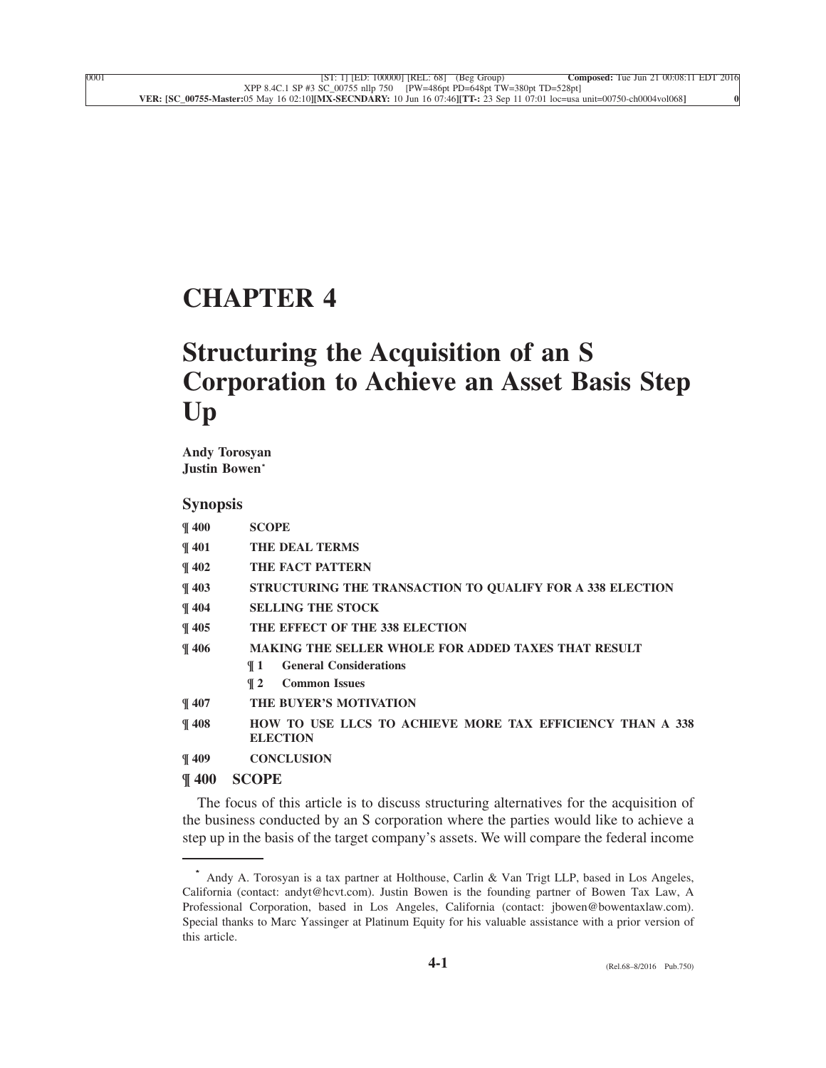# CHAPTER 4

# Structuring the Acquisition of an S Corporation to Achieve an Asset Basis Step Up

**Andy Torosyan**
**Justin Bowen***

## Synopsis

| | |
|---|---|
| **¶ 400** | **SCOPE** |
| **¶ 401** | **THE DEAL TERMS** |
| **¶ 402** | **THE FACT PATTERN** |
| **¶ 403** | **STRUCTURING THE TRANSACTION TO QUALIFY FOR A 338 ELECTION** |
| **¶ 404** | **SELLING THE STOCK** |
| **¶ 405** | **THE EFFECT OF THE 338 ELECTION** |
| **¶ 406** | **MAKING THE SELLER WHOLE FOR ADDED TAXES THAT RESULT** |
| | **¶ 1 General Considerations** |
| | **¶ 2 Common Issues** |
| **¶ 407** | **THE BUYER'S MOTIVATION** |
| **¶ 408** | **HOW TO USE LLCS TO ACHIEVE MORE TAX EFFICIENCY THAN A 338 ELECTION** |
| **¶ 409** | **CONCLUSION** |

## ¶ 400 SCOPE

The focus of this article is to discuss structuring alternatives for the acquisition of the business conducted by an S corporation where the parties would like to achieve a step up in the basis of the target company's assets. We will compare the federal income

---

* Andy A. Torosyan is a tax partner at Holthouse, Carlin & Van Trigt LLP, based in Los Angeles, California (contact: andyt@hcvt.com). Justin Bowen is the founding partner of Bowen Tax Law, A Professional Corporation, based in Los Angeles, California (contact: jbowen@bowentaxlaw.com). Special thanks to Marc Yassinger at Platinum Equity for his valuable assistance with a prior version of this article.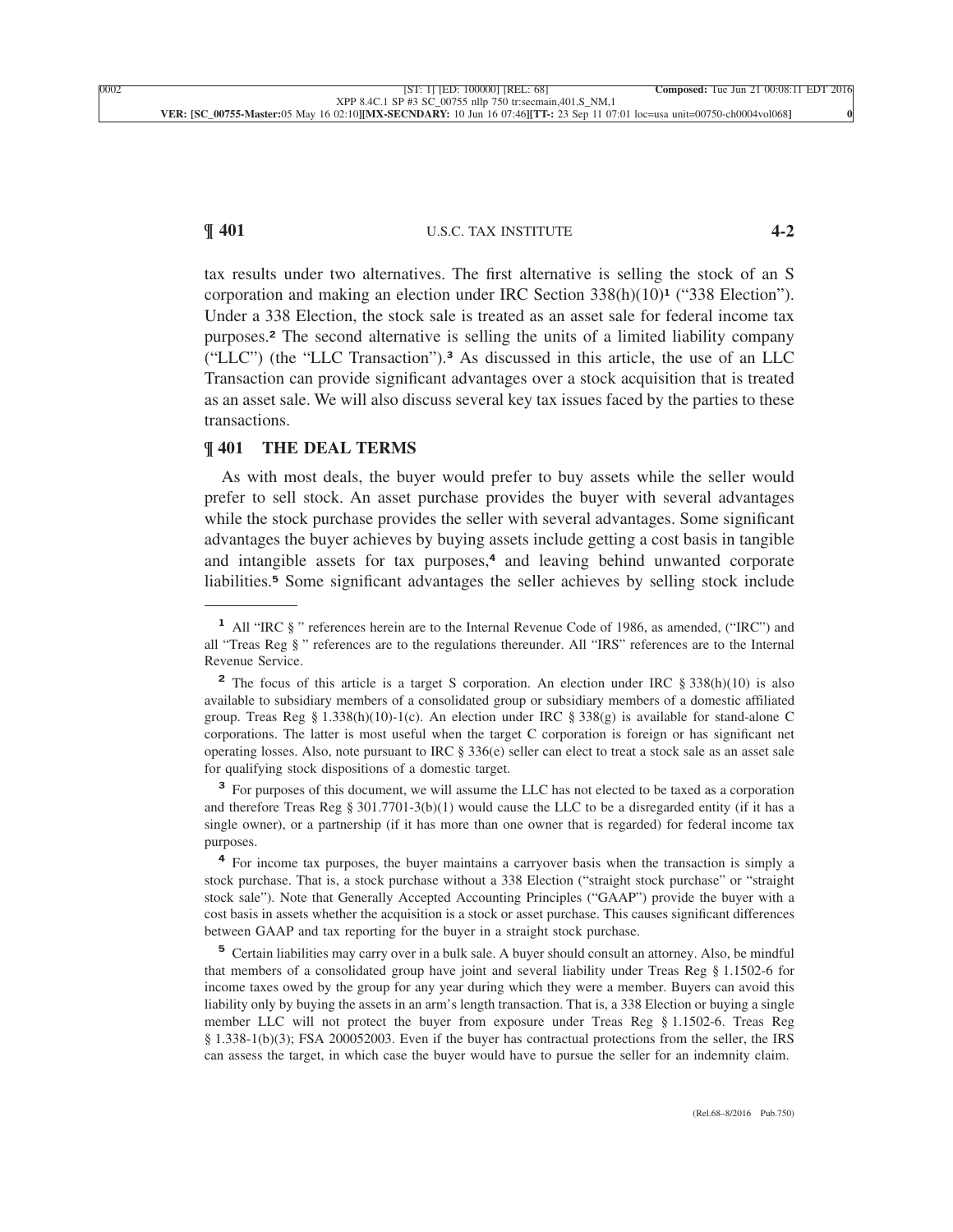tax results under two alternatives. The first alternative is selling the stock of an S corporation and making an election under IRC Section 338(h)(10)[1] ("338 Election"). Under a 338 Election, the stock sale is treated as an asset sale for federal income tax purposes.[2] The second alternative is selling the units of a limited liability company ("LLC") (the "LLC Transaction").[3] As discussed in this article, the use of an LLC Transaction can provide significant advantages over a stock acquisition that is treated as an asset sale. We will also discuss several key tax issues faced by the parties to these transactions.

## ¶ 401 THE DEAL TERMS

As with most deals, the buyer would prefer to buy assets while the seller would prefer to sell stock. An asset purchase provides the buyer with several advantages while the stock purchase provides the seller with several advantages. Some significant advantages the buyer achieves by buying assets include getting a cost basis in tangible and intangible assets for tax purposes,[4] and leaving behind unwanted corporate liabilities.[5] Some significant advantages the seller achieves by selling stock include

---

[1] All "IRC § " references herein are to the Internal Revenue Code of 1986, as amended, ("IRC") and all "Treas Reg § " references are to the regulations thereunder. All "IRS" references are to the Internal Revenue Service.

[2] The focus of this article is a target S corporation. An election under IRC § 338(h)(10) is also available to subsidiary members of a consolidated group or subsidiary members of a domestic affiliated group. Treas Reg § 1.338(h)(10)-1(c). An election under IRC § 338(g) is available for stand-alone C corporations. The latter is most useful when the target C corporation is foreign or has significant net operating losses. Also, note pursuant to IRC § 336(e) seller can elect to treat a stock sale as an asset sale for qualifying stock dispositions of a domestic target.

[3] For purposes of this document, we will assume the LLC has not elected to be taxed as a corporation and therefore Treas Reg § 301.7701-3(b)(1) would cause the LLC to be a disregarded entity (if it has a single owner), or a partnership (if it has more than one owner that is regarded) for federal income tax purposes.

[4] For income tax purposes, the buyer maintains a carryover basis when the transaction is simply a stock purchase. That is, a stock purchase without a 338 Election ("straight stock purchase" or "straight stock sale"). Note that Generally Accepted Accounting Principles ("GAAP") provide the buyer with a cost basis in assets whether the acquisition is a stock or asset purchase. This causes significant differences between GAAP and tax reporting for the buyer in a straight stock purchase.

[5] Certain liabilities may carry over in a bulk sale. A buyer should consult an attorney. Also, be mindful that members of a consolidated group have joint and several liability under Treas Reg § 1.1502-6 for income taxes owed by the group for any year during which they were a member. Buyers can avoid this liability only by buying the assets in an arm's length transaction. That is, a 338 Election or buying a single member LLC will not protect the buyer from exposure under Treas Reg § 1.1502-6. Treas Reg § 1.338-1(b)(3); FSA 200052003. Even if the buyer has contractual protections from the seller, the IRS can assess the target, in which case the buyer would have to pursue the seller for an indemnity claim.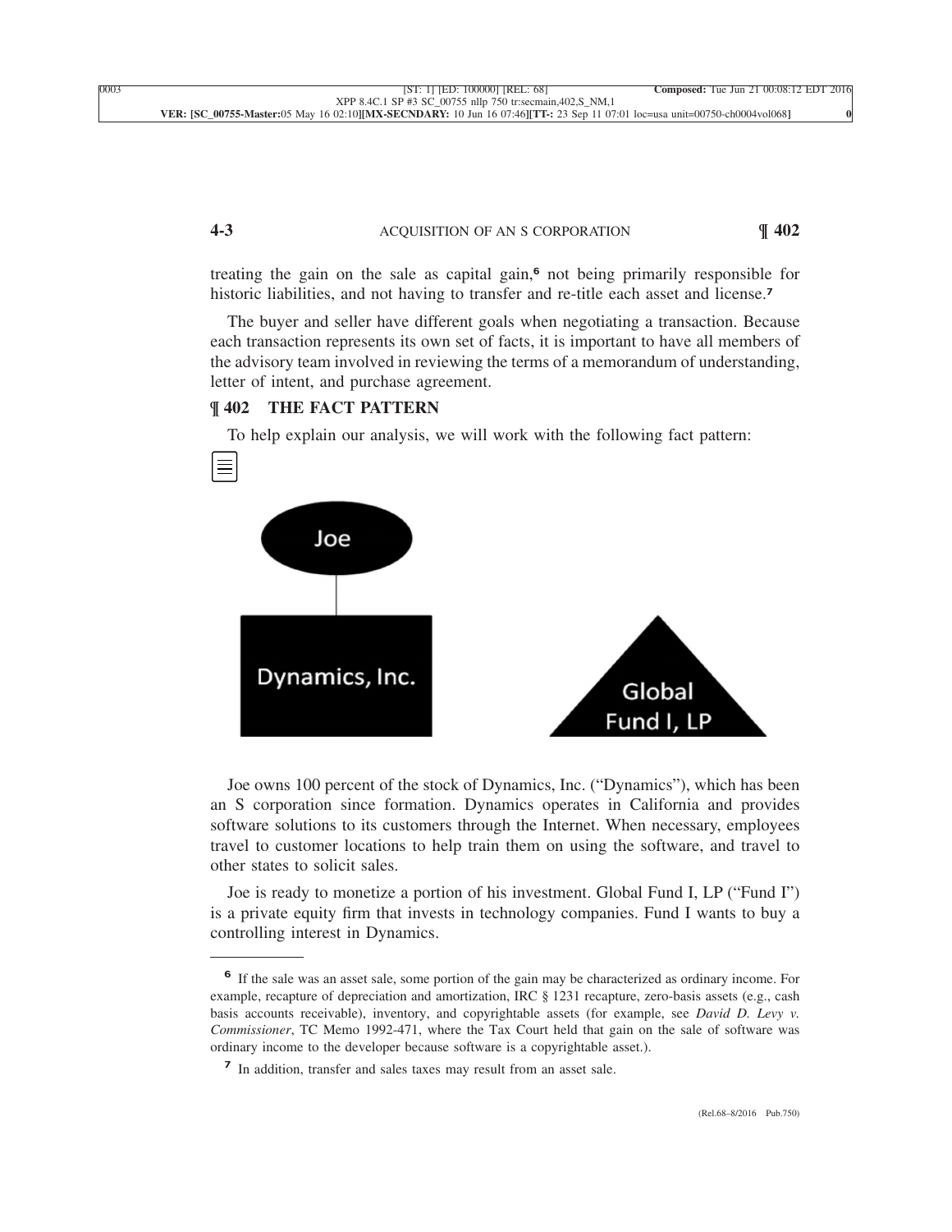treating the gain on the sale as capital gain,[6] not being primarily responsible for historic liabilities, and not having to transfer and re-title each asset and license.[7]

The buyer and seller have different goals when negotiating a transaction. Because each transaction represents its own set of facts, it is important to have all members of the advisory team involved in reviewing the terms of a memorandum of understanding, letter of intent, and purchase agreement.

## ¶ 402 THE FACT PATTERN

To help explain our analysis, we will work with the following fact pattern:

Joe

Dynamics, Inc.

Global Fund I, LP

Joe owns 100 percent of the stock of Dynamics, Inc. ("Dynamics"), which has been an S corporation since formation. Dynamics operates in California and provides software solutions to its customers through the Internet. When necessary, employees travel to customer locations to help train them on using the software, and travel to other states to solicit sales.

Joe is ready to monetize a portion of his investment. Global Fund I, LP ("Fund I") is a private equity firm that invests in technology companies. Fund I wants to buy a controlling interest in Dynamics.

---

[6] If the sale was an asset sale, some portion of the gain may be characterized as ordinary income. For example, recapture of depreciation and amortization, IRC § 1231 recapture, zero-basis assets (e.g., cash basis accounts receivable), inventory, and copyrightable assets (for example, see *David D. Levy v. Commissioner*, TC Memo 1992-471, where the Tax Court held that gain on the sale of software was ordinary income to the developer because software is a copyrightable asset.).

[7] In addition, transfer and sales taxes may result from an asset sale.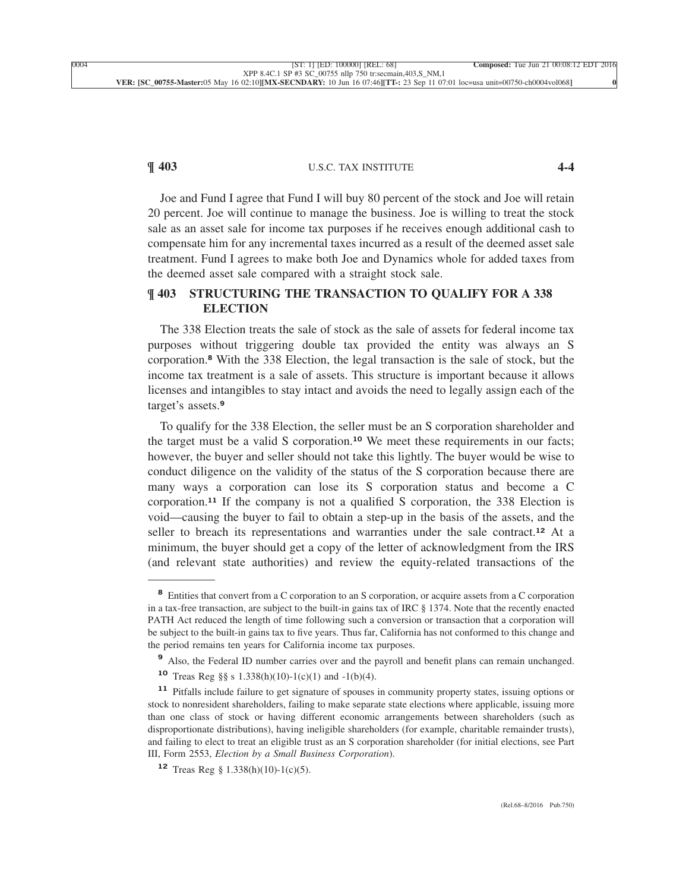Joe and Fund I agree that Fund I will buy 80 percent of the stock and Joe will retain 20 percent. Joe will continue to manage the business. Joe is willing to treat the stock sale as an asset sale for income tax purposes if he receives enough additional cash to compensate him for any incremental taxes incurred as a result of the deemed asset sale treatment. Fund I agrees to make both Joe and Dynamics whole for added taxes from the deemed asset sale compared with a straight stock sale.

## ¶ 403 STRUCTURING THE TRANSACTION TO QUALIFY FOR A 338 ELECTION

The 338 Election treats the sale of stock as the sale of assets for federal income tax purposes without triggering double tax provided the entity was always an S corporation.[8] With the 338 Election, the legal transaction is the sale of stock, but the income tax treatment is a sale of assets. This structure is important because it allows licenses and intangibles to stay intact and avoids the need to legally assign each of the target's assets.[9]

To qualify for the 338 Election, the seller must be an S corporation shareholder and the target must be a valid S corporation.[10] We meet these requirements in our facts; however, the buyer and seller should not take this lightly. The buyer would be wise to conduct diligence on the validity of the status of the S corporation because there are many ways a corporation can lose its S corporation status and become a C corporation.[11] If the company is not a qualified S corporation, the 338 Election is void—causing the buyer to fail to obtain a step-up in the basis of the assets, and the seller to breach its representations and warranties under the sale contract.[12] At a minimum, the buyer should get a copy of the letter of acknowledgment from the IRS (and relevant state authorities) and review the equity-related transactions of the

---

[8] Entities that convert from a C corporation to an S corporation, or acquire assets from a C corporation in a tax-free transaction, are subject to the built-in gains tax of IRC § 1374. Note that the recently enacted PATH Act reduced the length of time following such a conversion or transaction that a corporation will be subject to the built-in gains tax to five years. Thus far, California has not conformed to this change and the period remains ten years for California income tax purposes.

[9] Also, the Federal ID number carries over and the payroll and benefit plans can remain unchanged.

[10] Treas Reg §§ s 1.338(h)(10)-1(c)(1) and -1(b)(4).

[11] Pitfalls include failure to get signature of spouses in community property states, issuing options or stock to nonresident shareholders, failing to make separate state elections where applicable, issuing more than one class of stock or having different economic arrangements between shareholders (such as disproportionate distributions), having ineligible shareholders (for example, charitable remainder trusts), and failing to elect to treat an eligible trust as an S corporation shareholder (for initial elections, see Part III, Form 2553, *Election by a Small Business Corporation*).

[12] Treas Reg § 1.338(h)(10)-1(c)(5).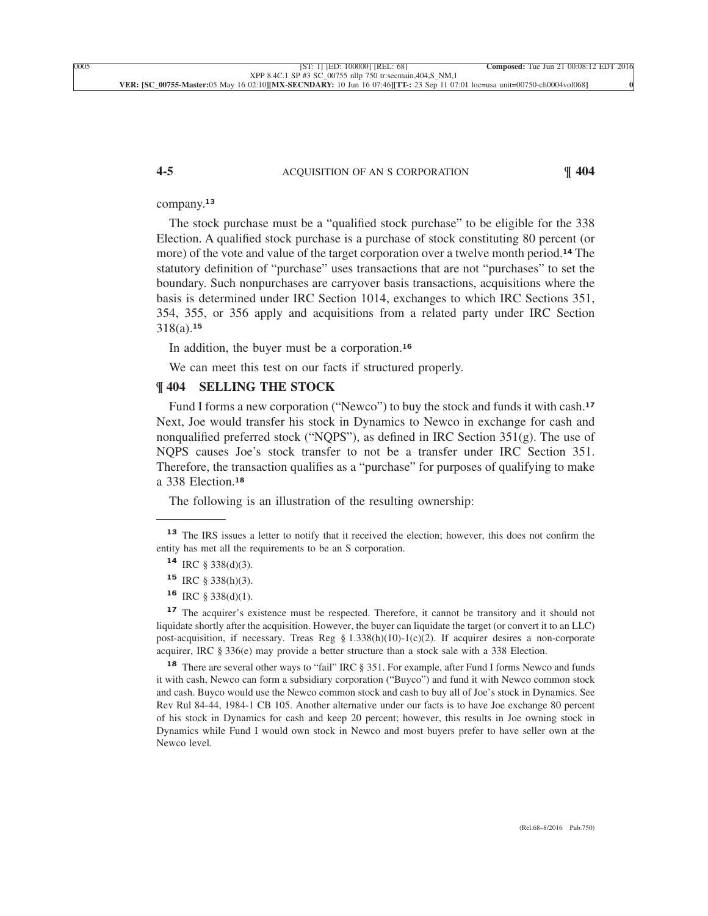company.[13]

The stock purchase must be a "qualified stock purchase" to be eligible for the 338 Election. A qualified stock purchase is a purchase of stock constituting 80 percent (or more) of the vote and value of the target corporation over a twelve month period.[14] The statutory definition of "purchase" uses transactions that are not "purchases" to set the boundary. Such nonpurchases are carryover basis transactions, acquisitions where the basis is determined under IRC Section 1014, exchanges to which IRC Sections 351, 354, 355, or 356 apply and acquisitions from a related party under IRC Section 318(a).[15]

In addition, the buyer must be a corporation.[16]

We can meet this test on our facts if structured properly.

## ¶ 404 SELLING THE STOCK

Fund I forms a new corporation ("Newco") to buy the stock and funds it with cash.[17] Next, Joe would transfer his stock in Dynamics to Newco in exchange for cash and nonqualified preferred stock ("NQPS"), as defined in IRC Section 351(g). The use of NQPS causes Joe's stock transfer to not be a transfer under IRC Section 351. Therefore, the transaction qualifies as a "purchase" for purposes of qualifying to make a 338 Election.[18]

The following is an illustration of the resulting ownership:

---

[13] The IRS issues a letter to notify that it received the election; however, this does not confirm the entity has met all the requirements to be an S corporation.

[14] IRC § 338(d)(3).

[15] IRC § 338(h)(3).

[16] IRC § 338(d)(1).

[17] The acquirer's existence must be respected. Therefore, it cannot be transitory and it should not liquidate shortly after the acquisition. However, the buyer can liquidate the target (or convert it to an LLC) post-acquisition, if necessary. Treas Reg § 1.338(h)(10)-1(c)(2). If acquirer desires a non-corporate acquirer, IRC § 336(e) may provide a better structure than a stock sale with a 338 Election.

[18] There are several other ways to "fail" IRC § 351. For example, after Fund I forms Newco and funds it with cash, Newco can form a subsidiary corporation ("Buyco") and fund it with Newco common stock and cash. Buyco would use the Newco common stock and cash to buy all of Joe's stock in Dynamics. See Rev Rul 84-44, 1984-1 CB 105. Another alternative under our facts is to have Joe exchange 80 percent of his stock in Dynamics for cash and keep 20 percent; however, this results in Joe owning stock in Dynamics while Fund I would own stock in Newco and most buyers prefer to have seller own at the Newco level.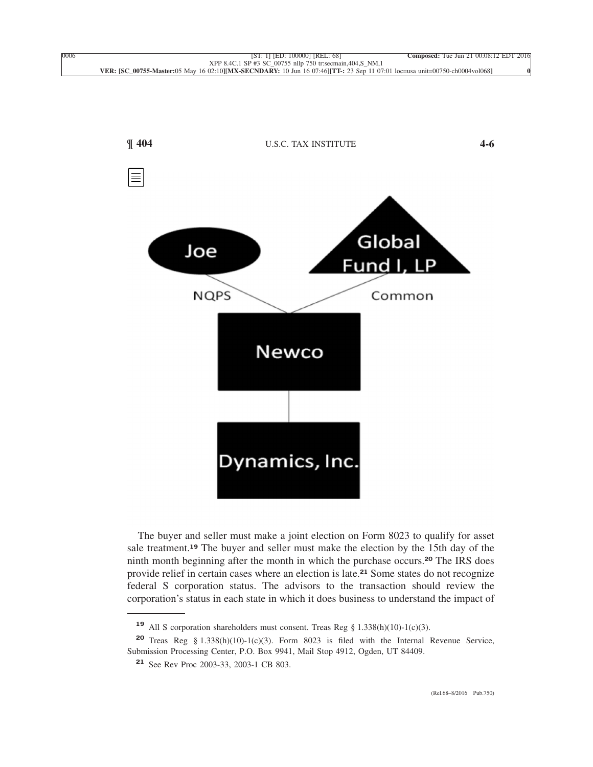The buyer and seller must make a joint election on Form 8023 to qualify for asset sale treatment.[19] The buyer and seller must make the election by the 15th day of the ninth month beginning after the month in which the purchase occurs.[20] The IRS does provide relief in certain cases where an election is late.[21] Some states do not recognize federal S corporation status. The advisors to the transaction should review the corporation's status in each state in which it does business to understand the impact of

---

[19] All S corporation shareholders must consent. Treas Reg § 1.338(h)(10)-1(c)(3).

[20] Treas Reg § 1.338(h)(10)-1(c)(3). Form 8023 is filed with the Internal Revenue Service, Submission Processing Center, P.O. Box 9941, Mail Stop 4912, Ogden, UT 84409.

[21] See Rev Proc 2003-33, 2003-1 CB 803.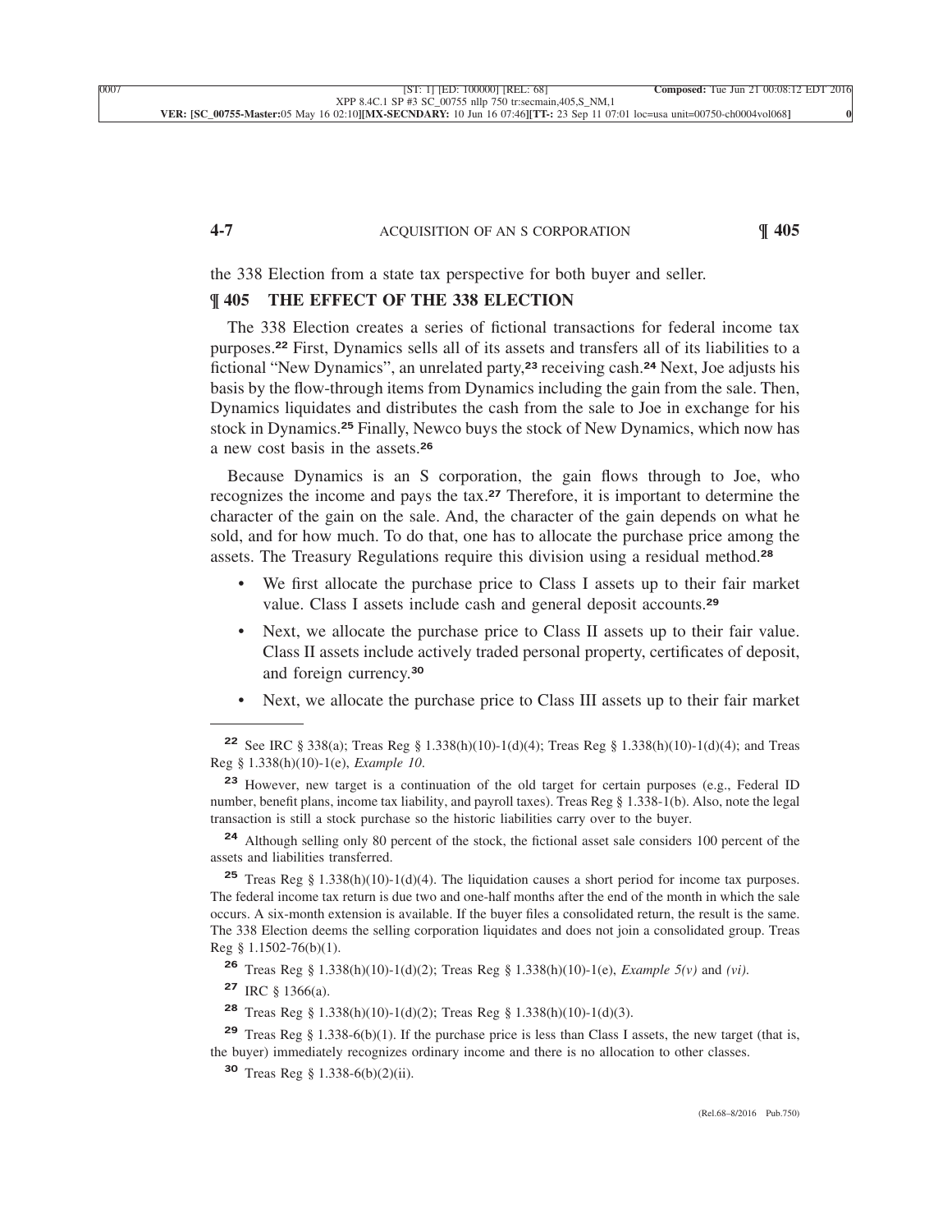the 338 Election from a state tax perspective for both buyer and seller.

## ¶ 405 THE EFFECT OF THE 338 ELECTION

The 338 Election creates a series of fictional transactions for federal income tax purposes.[22] First, Dynamics sells all of its assets and transfers all of its liabilities to a fictional "New Dynamics", an unrelated party,[23] receiving cash.[24] Next, Joe adjusts his basis by the flow-through items from Dynamics including the gain from the sale. Then, Dynamics liquidates and distributes the cash from the sale to Joe in exchange for his stock in Dynamics.[25] Finally, Newco buys the stock of New Dynamics, which now has a new cost basis in the assets.[26]

Because Dynamics is an S corporation, the gain flows through to Joe, who recognizes the income and pays the tax.[27] Therefore, it is important to determine the character of the gain on the sale. And, the character of the gain depends on what he sold, and for how much. To do that, one has to allocate the purchase price among the assets. The Treasury Regulations require this division using a residual method.[28]

- We first allocate the purchase price to Class I assets up to their fair market value. Class I assets include cash and general deposit accounts.[29]
- Next, we allocate the purchase price to Class II assets up to their fair value. Class II assets include actively traded personal property, certificates of deposit, and foreign currency.[30]
- Next, we allocate the purchase price to Class III assets up to their fair market

---

[22] See IRC § 338(a); Treas Reg § 1.338(h)(10)-1(d)(4); Treas Reg § 1.338(h)(10)-1(d)(4); and Treas Reg § 1.338(h)(10)-1(e), *Example 10*.

[23] However, new target is a continuation of the old target for certain purposes (e.g., Federal ID number, benefit plans, income tax liability, and payroll taxes). Treas Reg § 1.338-1(b). Also, note the legal transaction is still a stock purchase so the historic liabilities carry over to the buyer.

[24] Although selling only 80 percent of the stock, the fictional asset sale considers 100 percent of the assets and liabilities transferred.

[25] Treas Reg § 1.338(h)(10)-1(d)(4). The liquidation causes a short period for income tax purposes. The federal income tax return is due two and one-half months after the end of the month in which the sale occurs. A six-month extension is available. If the buyer files a consolidated return, the result is the same. The 338 Election deems the selling corporation liquidates and does not join a consolidated group. Treas Reg § 1.1502-76(b)(1).

[26] Treas Reg § 1.338(h)(10)-1(d)(2); Treas Reg § 1.338(h)(10)-1(e), *Example 5(v)* and *(vi)*.

[27] IRC § 1366(a).

[28] Treas Reg § 1.338(h)(10)-1(d)(2); Treas Reg § 1.338(h)(10)-1(d)(3).

[29] Treas Reg § 1.338-6(b)(1). If the purchase price is less than Class I assets, the new target (that is, the buyer) immediately recognizes ordinary income and there is no allocation to other classes.

[30] Treas Reg § 1.338-6(b)(2)(ii).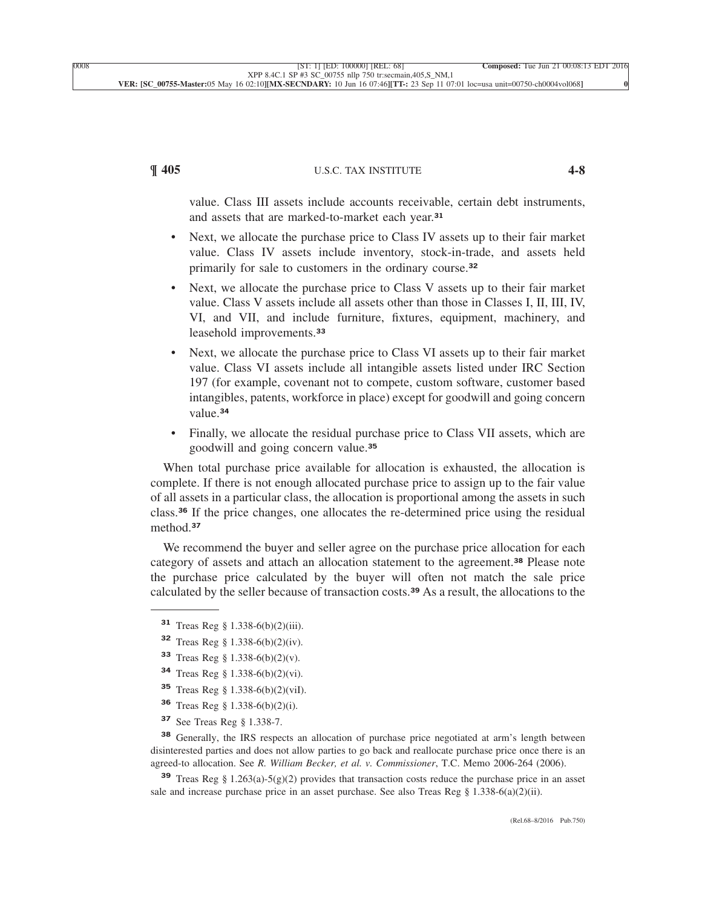value. Class III assets include accounts receivable, certain debt instruments, and assets that are marked-to-market each year.[31]

- Next, we allocate the purchase price to Class IV assets up to their fair market value. Class IV assets include inventory, stock-in-trade, and assets held primarily for sale to customers in the ordinary course.[32]
- Next, we allocate the purchase price to Class V assets up to their fair market value. Class V assets include all assets other than those in Classes I, II, III, IV, VI, and VII, and include furniture, fixtures, equipment, machinery, and leasehold improvements.[33]
- Next, we allocate the purchase price to Class VI assets up to their fair market value. Class VI assets include all intangible assets listed under IRC Section 197 (for example, covenant not to compete, custom software, customer based intangibles, patents, workforce in place) except for goodwill and going concern value.[34]
- Finally, we allocate the residual purchase price to Class VII assets, which are goodwill and going concern value.[35]

When total purchase price available for allocation is exhausted, the allocation is complete. If there is not enough allocated purchase price to assign up to the fair value of all assets in a particular class, the allocation is proportional among the assets in such class.[36] If the price changes, one allocates the re-determined price using the residual method.[37]

We recommend the buyer and seller agree on the purchase price allocation for each category of assets and attach an allocation statement to the agreement.[38] Please note the purchase price calculated by the buyer will often not match the sale price calculated by the seller because of transaction costs.[39] As a result, the allocations to the

---

[31] Treas Reg § 1.338-6(b)(2)(iii).

[32] Treas Reg § 1.338-6(b)(2)(iv).

[33] Treas Reg § 1.338-6(b)(2)(v).

[34] Treas Reg § 1.338-6(b)(2)(vi).

[35] Treas Reg § 1.338-6(b)(2)(viI).

[36] Treas Reg § 1.338-6(b)(2)(i).

[37] See Treas Reg § 1.338-7.

[38] Generally, the IRS respects an allocation of purchase price negotiated at arm's length between disinterested parties and does not allow parties to go back and reallocate purchase price once there is an agreed-to allocation. See *R. William Becker, et al. v. Commissioner*, T.C. Memo 2006-264 (2006).

[39] Treas Reg § 1.263(a)-5(g)(2) provides that transaction costs reduce the purchase price in an asset sale and increase purchase price in an asset purchase. See also Treas Reg § 1.338-6(a)(2)(ii).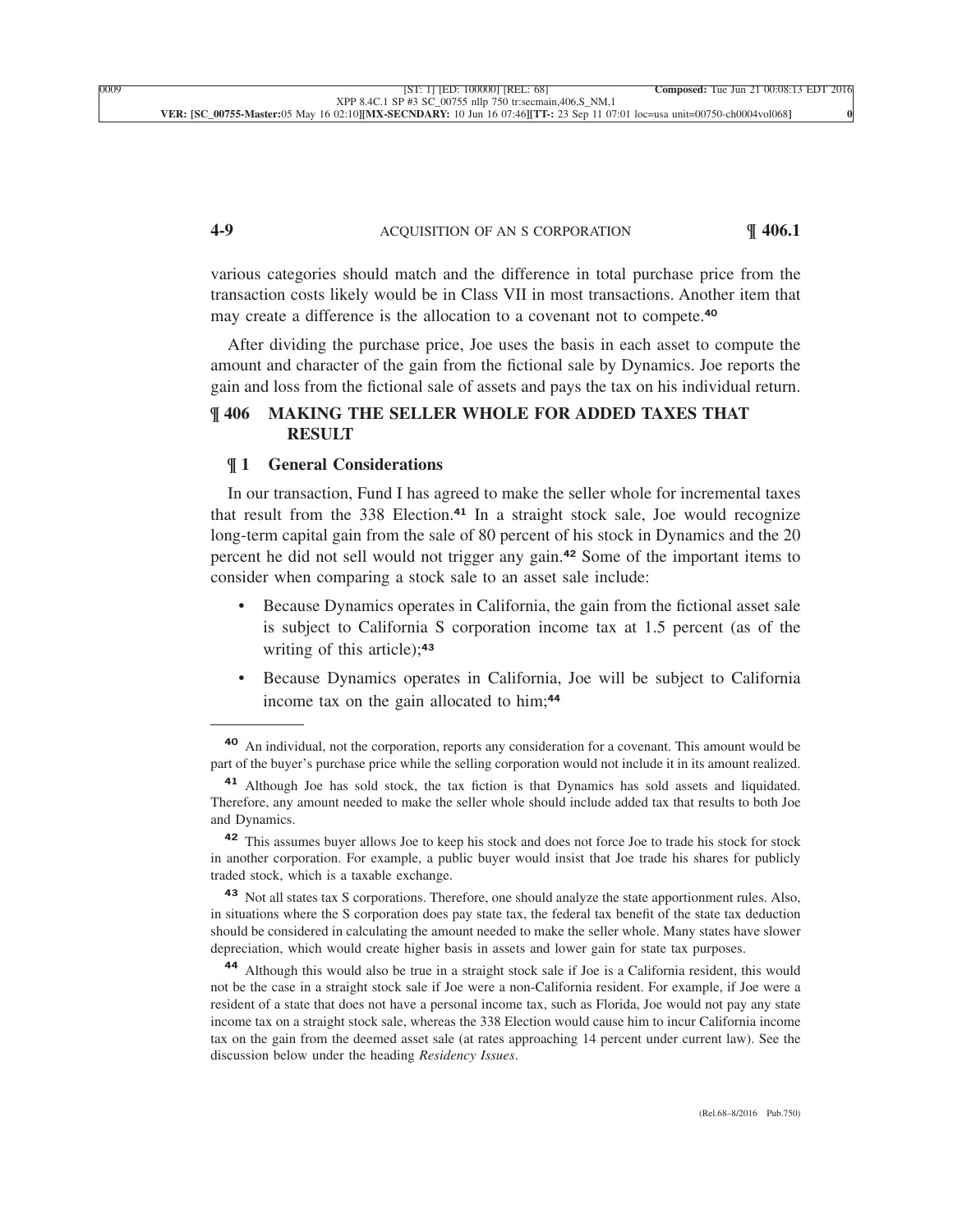various categories should match and the difference in total purchase price from the transaction costs likely would be in Class VII in most transactions. Another item that may create a difference is the allocation to a covenant not to compete.[40]

After dividing the purchase price, Joe uses the basis in each asset to compute the amount and character of the gain from the fictional sale by Dynamics. Joe reports the gain and loss from the fictional sale of assets and pays the tax on his individual return.

## ¶ 406 MAKING THE SELLER WHOLE FOR ADDED TAXES THAT RESULT

### ¶ 1 General Considerations

In our transaction, Fund I has agreed to make the seller whole for incremental taxes that result from the 338 Election.[41] In a straight stock sale, Joe would recognize long-term capital gain from the sale of 80 percent of his stock in Dynamics and the 20 percent he did not sell would not trigger any gain.[42] Some of the important items to consider when comparing a stock sale to an asset sale include:

- Because Dynamics operates in California, the gain from the fictional asset sale is subject to California S corporation income tax at 1.5 percent (as of the writing of this article);[43]
- Because Dynamics operates in California, Joe will be subject to California income tax on the gain allocated to him;[44]

---

[40] An individual, not the corporation, reports any consideration for a covenant. This amount would be part of the buyer's purchase price while the selling corporation would not include it in its amount realized.

[41] Although Joe has sold stock, the tax fiction is that Dynamics has sold assets and liquidated. Therefore, any amount needed to make the seller whole should include added tax that results to both Joe and Dynamics.

[42] This assumes buyer allows Joe to keep his stock and does not force Joe to trade his stock for stock in another corporation. For example, a public buyer would insist that Joe trade his shares for publicly traded stock, which is a taxable exchange.

[43] Not all states tax S corporations. Therefore, one should analyze the state apportionment rules. Also, in situations where the S corporation does pay state tax, the federal tax benefit of the state tax deduction should be considered in calculating the amount needed to make the seller whole. Many states have slower depreciation, which would create higher basis in assets and lower gain for state tax purposes.

[44] Although this would also be true in a straight stock sale if Joe is a California resident, this would not be the case in a straight stock sale if Joe were a non-California resident. For example, if Joe were a resident of a state that does not have a personal income tax, such as Florida, Joe would not pay any state income tax on a straight stock sale, whereas the 338 Election would cause him to incur California income tax on the gain from the deemed asset sale (at rates approaching 14 percent under current law). See the discussion below under the heading *Residency Issues*.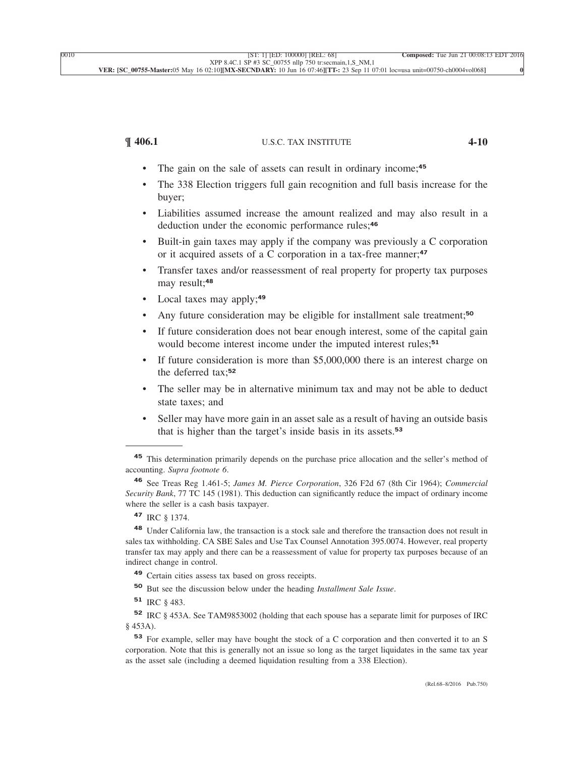- The gain on the sale of assets can result in ordinary income;[45]
- The 338 Election triggers full gain recognition and full basis increase for the buyer;
- Liabilities assumed increase the amount realized and may also result in a deduction under the economic performance rules;[46]
- Built-in gain taxes may apply if the company was previously a C corporation or it acquired assets of a C corporation in a tax-free manner;[47]
- Transfer taxes and/or reassessment of real property for property tax purposes may result;[48]
- Local taxes may apply;[49]
- Any future consideration may be eligible for installment sale treatment;[50]
- If future consideration does not bear enough interest, some of the capital gain would become interest income under the imputed interest rules;[51]
- If future consideration is more than $5,000,000 there is an interest charge on the deferred tax;[52]
- The seller may be in alternative minimum tax and may not be able to deduct state taxes; and
- Seller may have more gain in an asset sale as a result of having an outside basis that is higher than the target's inside basis in its assets.[53]

---

[45] This determination primarily depends on the purchase price allocation and the seller's method of accounting. *Supra footnote 6*.

[46] See Treas Reg 1.461-5; *James M. Pierce Corporation*, 326 F2d 67 (8th Cir 1964); *Commercial Security Bank*, 77 TC 145 (1981). This deduction can significantly reduce the impact of ordinary income where the seller is a cash basis taxpayer.

[47] IRC § 1374.

[48] Under California law, the transaction is a stock sale and therefore the transaction does not result in sales tax withholding. CA SBE Sales and Use Tax Counsel Annotation 395.0074. However, real property transfer tax may apply and there can be a reassessment of value for property tax purposes because of an indirect change in control.

[49] Certain cities assess tax based on gross receipts.

[50] But see the discussion below under the heading *Installment Sale Issue*.

[51] IRC § 483.

[52] IRC § 453A. See TAM9853002 (holding that each spouse has a separate limit for purposes of IRC § 453A).

[53] For example, seller may have bought the stock of a C corporation and then converted it to an S corporation. Note that this is generally not an issue so long as the target liquidates in the same tax year as the asset sale (including a deemed liquidation resulting from a 338 Election).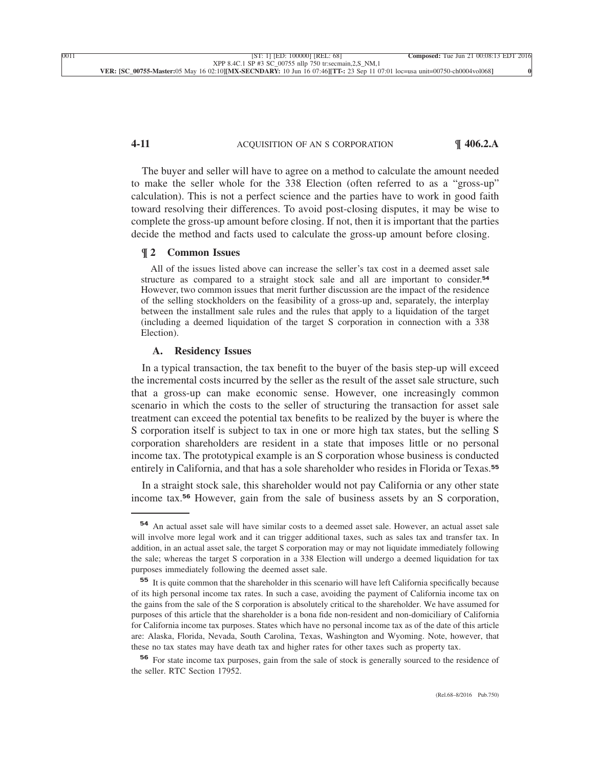The buyer and seller will have to agree on a method to calculate the amount needed to make the seller whole for the 338 Election (often referred to as a "gross-up" calculation). This is not a perfect science and the parties have to work in good faith toward resolving their differences. To avoid post-closing disputes, it may be wise to complete the gross-up amount before closing. If not, then it is important that the parties decide the method and facts used to calculate the gross-up amount before closing.

## ¶ 2 Common Issues

All of the issues listed above can increase the seller's tax cost in a deemed asset sale structure as compared to a straight stock sale and all are important to consider.[54] However, two common issues that merit further discussion are the impact of the residence of the selling stockholders on the feasibility of a gross-up and, separately, the interplay between the installment sale rules and the rules that apply to a liquidation of the target (including a deemed liquidation of the target S corporation in connection with a 338 Election).

### A. Residency Issues

In a typical transaction, the tax benefit to the buyer of the basis step-up will exceed the incremental costs incurred by the seller as the result of the asset sale structure, such that a gross-up can make economic sense. However, one increasingly common scenario in which the costs to the seller of structuring the transaction for asset sale treatment can exceed the potential tax benefits to be realized by the buyer is where the S corporation itself is subject to tax in one or more high tax states, but the selling S corporation shareholders are resident in a state that imposes little or no personal income tax. The prototypical example is an S corporation whose business is conducted entirely in California, and that has a sole shareholder who resides in Florida or Texas.[55]

In a straight stock sale, this shareholder would not pay California or any other state income tax.[56] However, gain from the sale of business assets by an S corporation,

---

[54] An actual asset sale will have similar costs to a deemed asset sale. However, an actual asset sale will involve more legal work and it can trigger additional taxes, such as sales tax and transfer tax. In addition, in an actual asset sale, the target S corporation may or may not liquidate immediately following the sale; whereas the target S corporation in a 338 Election will undergo a deemed liquidation for tax purposes immediately following the deemed asset sale.

[55] It is quite common that the shareholder in this scenario will have left California specifically because of its high personal income tax rates. In such a case, avoiding the payment of California income tax on the gains from the sale of the S corporation is absolutely critical to the shareholder. We have assumed for purposes of this article that the shareholder is a bona fide non-resident and non-domiciliary of California for California income tax purposes. States which have no personal income tax as of the date of this article are: Alaska, Florida, Nevada, South Carolina, Texas, Washington and Wyoming. Note, however, that these no tax states may have death tax and higher rates for other taxes such as property tax.

[56] For state income tax purposes, gain from the sale of stock is generally sourced to the residence of the seller. RTC Section 17952.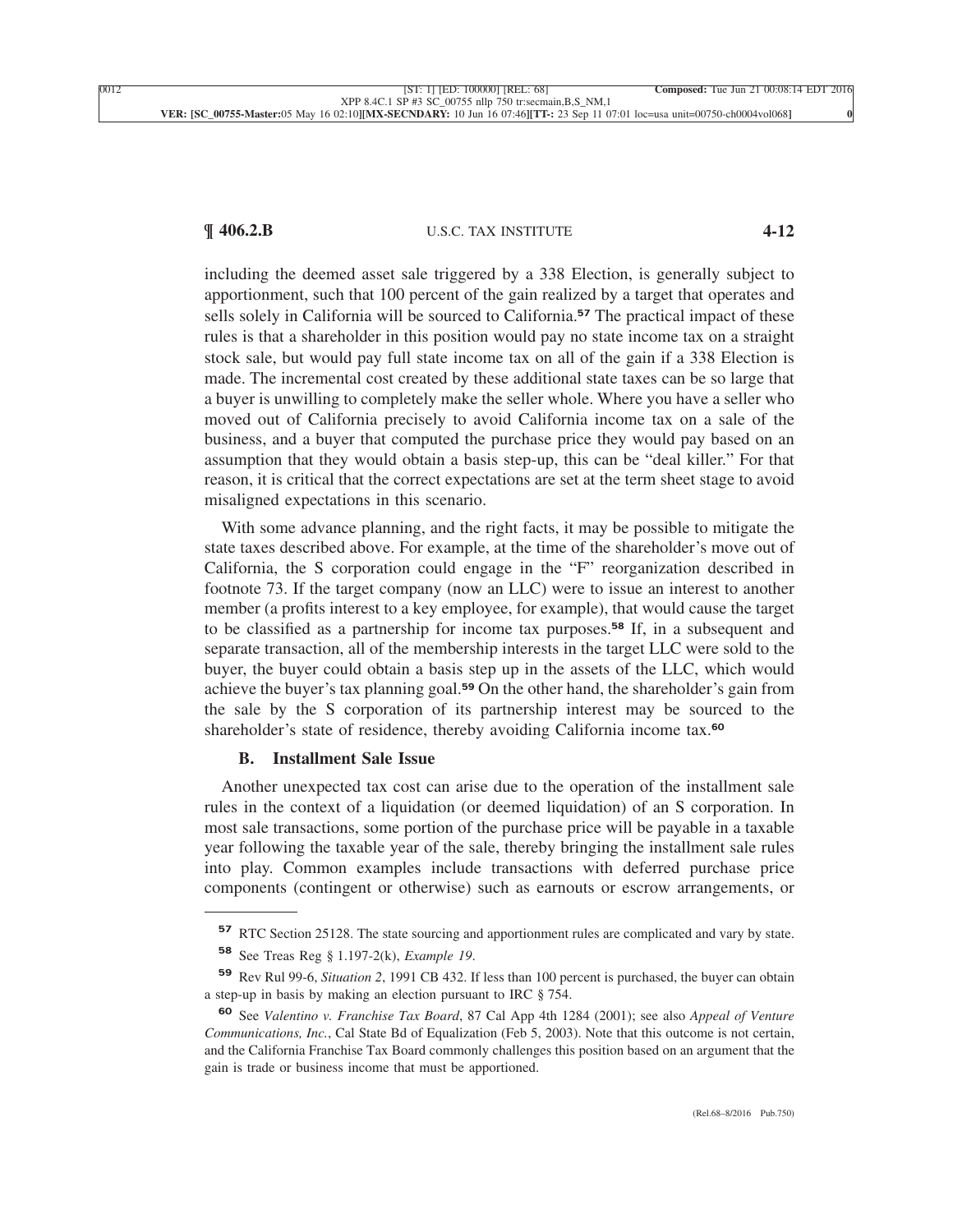including the deemed asset sale triggered by a 338 Election, is generally subject to apportionment, such that 100 percent of the gain realized by a target that operates and sells solely in California will be sourced to California.[57] The practical impact of these rules is that a shareholder in this position would pay no state income tax on a straight stock sale, but would pay full state income tax on all of the gain if a 338 Election is made. The incremental cost created by these additional state taxes can be so large that a buyer is unwilling to completely make the seller whole. Where you have a seller who moved out of California precisely to avoid California income tax on a sale of the business, and a buyer that computed the purchase price they would pay based on an assumption that they would obtain a basis step-up, this can be "deal killer." For that reason, it is critical that the correct expectations are set at the term sheet stage to avoid misaligned expectations in this scenario.

With some advance planning, and the right facts, it may be possible to mitigate the state taxes described above. For example, at the time of the shareholder's move out of California, the S corporation could engage in the "F" reorganization described in footnote 73. If the target company (now an LLC) were to issue an interest to another member (a profits interest to a key employee, for example), that would cause the target to be classified as a partnership for income tax purposes.[58] If, in a subsequent and separate transaction, all of the membership interests in the target LLC were sold to the buyer, the buyer could obtain a basis step up in the assets of the LLC, which would achieve the buyer's tax planning goal.[59] On the other hand, the shareholder's gain from the sale by the S corporation of its partnership interest may be sourced to the shareholder's state of residence, thereby avoiding California income tax.[60]

### B. Installment Sale Issue

Another unexpected tax cost can arise due to the operation of the installment sale rules in the context of a liquidation (or deemed liquidation) of an S corporation. In most sale transactions, some portion of the purchase price will be payable in a taxable year following the taxable year of the sale, thereby bringing the installment sale rules into play. Common examples include transactions with deferred purchase price components (contingent or otherwise) such as earnouts or escrow arrangements, or

---

[57] RTC Section 25128. The state sourcing and apportionment rules are complicated and vary by state.

[58] See Treas Reg § 1.197-2(k), *Example 19*.

[59] Rev Rul 99-6, *Situation 2*, 1991 CB 432. If less than 100 percent is purchased, the buyer can obtain a step-up in basis by making an election pursuant to IRC § 754.

[60] See *Valentino v. Franchise Tax Board*, 87 Cal App 4th 1284 (2001); see also *Appeal of Venture Communications, Inc.*, Cal State Bd of Equalization (Feb 5, 2003). Note that this outcome is not certain, and the California Franchise Tax Board commonly challenges this position based on an argument that the gain is trade or business income that must be apportioned.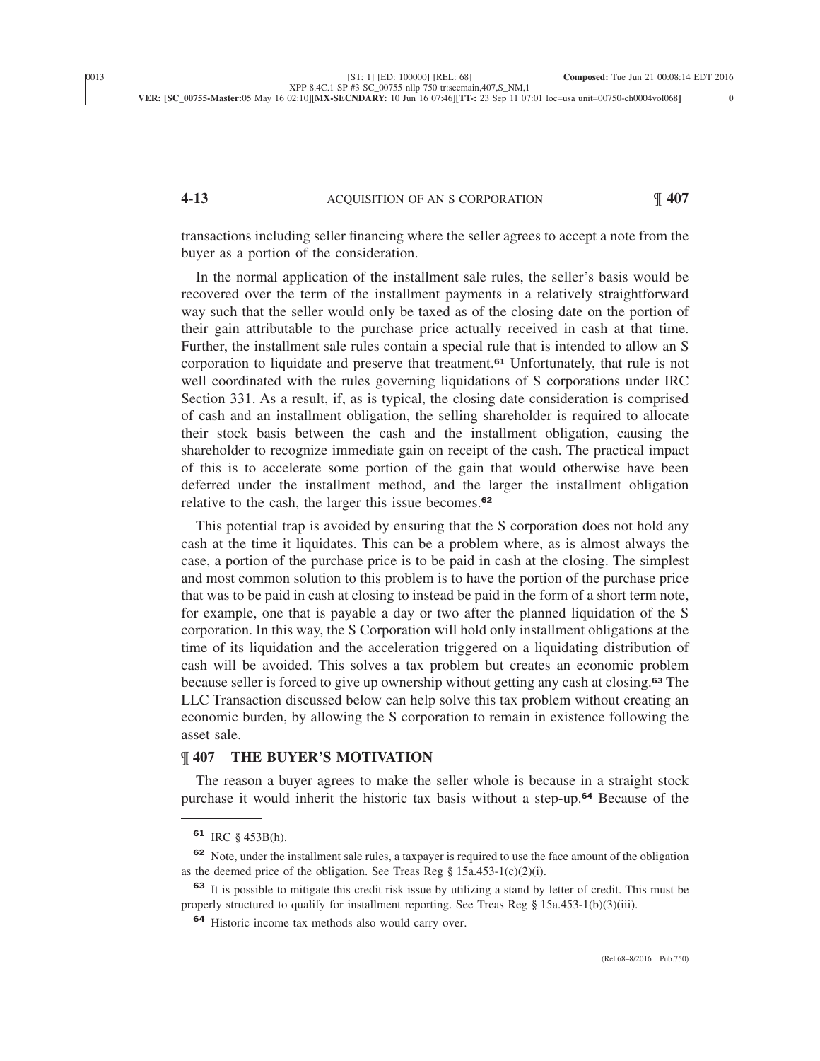transactions including seller financing where the seller agrees to accept a note from the buyer as a portion of the consideration.

In the normal application of the installment sale rules, the seller's basis would be recovered over the term of the installment payments in a relatively straightforward way such that the seller would only be taxed as of the closing date on the portion of their gain attributable to the purchase price actually received in cash at that time. Further, the installment sale rules contain a special rule that is intended to allow an S corporation to liquidate and preserve that treatment.[61] Unfortunately, that rule is not well coordinated with the rules governing liquidations of S corporations under IRC Section 331. As a result, if, as is typical, the closing date consideration is comprised of cash and an installment obligation, the selling shareholder is required to allocate their stock basis between the cash and the installment obligation, causing the shareholder to recognize immediate gain on receipt of the cash. The practical impact of this is to accelerate some portion of the gain that would otherwise have been deferred under the installment method, and the larger the installment obligation relative to the cash, the larger this issue becomes.[62]

This potential trap is avoided by ensuring that the S corporation does not hold any cash at the time it liquidates. This can be a problem where, as is almost always the case, a portion of the purchase price is to be paid in cash at the closing. The simplest and most common solution to this problem is to have the portion of the purchase price that was to be paid in cash at closing to instead be paid in the form of a short term note, for example, one that is payable a day or two after the planned liquidation of the S corporation. In this way, the S Corporation will hold only installment obligations at the time of its liquidation and the acceleration triggered on a liquidating distribution of cash will be avoided. This solves a tax problem but creates an economic problem because seller is forced to give up ownership without getting any cash at closing.[63] The LLC Transaction discussed below can help solve this tax problem without creating an economic burden, by allowing the S corporation to remain in existence following the asset sale.

## ¶ 407 THE BUYER'S MOTIVATION

The reason a buyer agrees to make the seller whole is because in a straight stock purchase it would inherit the historic tax basis without a step-up.[64] Because of the

---

[61] IRC § 453B(h).

[62] Note, under the installment sale rules, a taxpayer is required to use the face amount of the obligation as the deemed price of the obligation. See Treas Reg § 15a.453-1(c)(2)(i).

[63] It is possible to mitigate this credit risk issue by utilizing a stand by letter of credit. This must be properly structured to qualify for installment reporting. See Treas Reg § 15a.453-1(b)(3)(iii).

[64] Historic income tax methods also would carry over.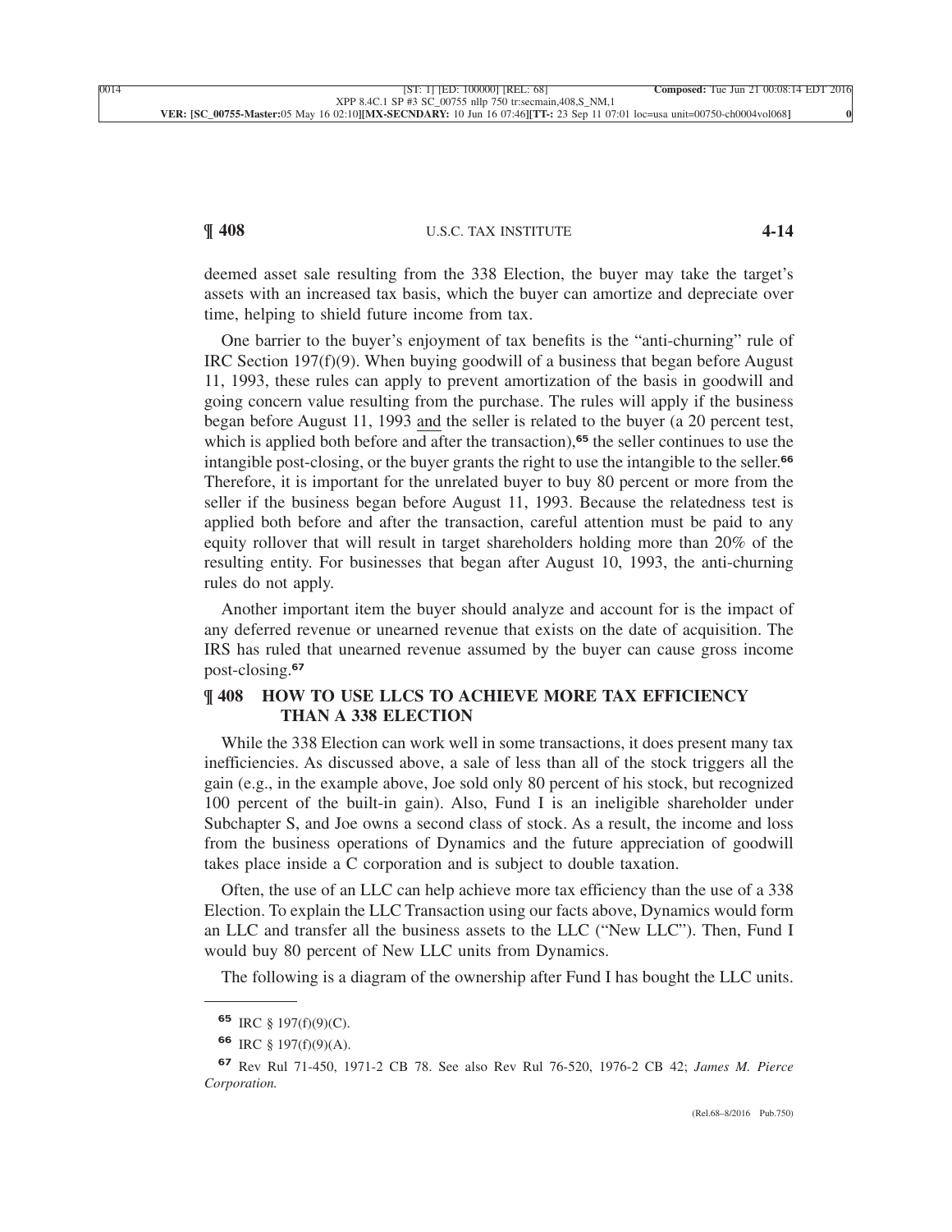deemed asset sale resulting from the 338 Election, the buyer may take the target's assets with an increased tax basis, which the buyer can amortize and depreciate over time, helping to shield future income from tax.

One barrier to the buyer's enjoyment of tax benefits is the "anti-churning" rule of IRC Section 197(f)(9). When buying goodwill of a business that began before August 11, 1993, these rules can apply to prevent amortization of the basis in goodwill and going concern value resulting from the purchase. The rules will apply if the business began before August 11, 1993 and the seller is related to the buyer (a 20 percent test, which is applied both before and after the transaction),[65] the seller continues to use the intangible post-closing, or the buyer grants the right to use the intangible to the seller.[66] Therefore, it is important for the unrelated buyer to buy 80 percent or more from the seller if the business began before August 11, 1993. Because the relatedness test is applied both before and after the transaction, careful attention must be paid to any equity rollover that will result in target shareholders holding more than 20% of the resulting entity. For businesses that began after August 10, 1993, the anti-churning rules do not apply.

Another important item the buyer should analyze and account for is the impact of any deferred revenue or unearned revenue that exists on the date of acquisition. The IRS has ruled that unearned revenue assumed by the buyer can cause gross income post-closing.[67]

## ¶ 408 HOW TO USE LLCS TO ACHIEVE MORE TAX EFFICIENCY THAN A 338 ELECTION

While the 338 Election can work well in some transactions, it does present many tax inefficiencies. As discussed above, a sale of less than all of the stock triggers all the gain (e.g., in the example above, Joe sold only 80 percent of his stock, but recognized 100 percent of the built-in gain). Also, Fund I is an ineligible shareholder under Subchapter S, and Joe owns a second class of stock. As a result, the income and loss from the business operations of Dynamics and the future appreciation of goodwill takes place inside a C corporation and is subject to double taxation.

Often, the use of an LLC can help achieve more tax efficiency than the use of a 338 Election. To explain the LLC Transaction using our facts above, Dynamics would form an LLC and transfer all the business assets to the LLC ("New LLC"). Then, Fund I would buy 80 percent of New LLC units from Dynamics.

The following is a diagram of the ownership after Fund I has bought the LLC units.

---

[65] IRC § 197(f)(9)(C).

[66] IRC § 197(f)(9)(A).

[67] Rev Rul 71-450, 1971-2 CB 78. See also Rev Rul 76-520, 1976-2 CB 42; *James M. Pierce Corporation.*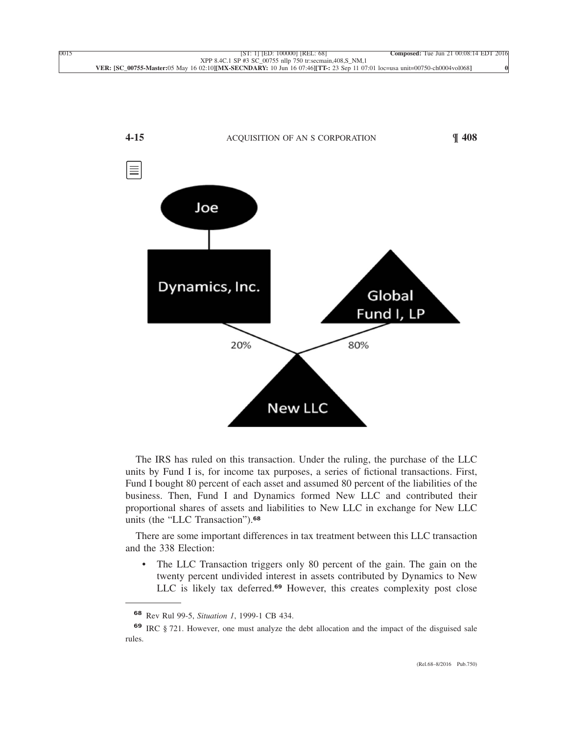The IRS has ruled on this transaction. Under the ruling, the purchase of the LLC units by Fund I is, for income tax purposes, a series of fictional transactions. First, Fund I bought 80 percent of each asset and assumed 80 percent of the liabilities of the business. Then, Fund I and Dynamics formed New LLC and contributed their proportional shares of assets and liabilities to New LLC in exchange for New LLC units (the "LLC Transaction").[68]

There are some important differences in tax treatment between this LLC transaction and the 338 Election:

- The LLC Transaction triggers only 80 percent of the gain. The gain on the twenty percent undivided interest in assets contributed by Dynamics to New LLC is likely tax deferred.[69] However, this creates complexity post close

---

[68] Rev Rul 99-5, *Situation 1*, 1999-1 CB 434.

[69] IRC § 721. However, one must analyze the debt allocation and the impact of the disguised sale rules.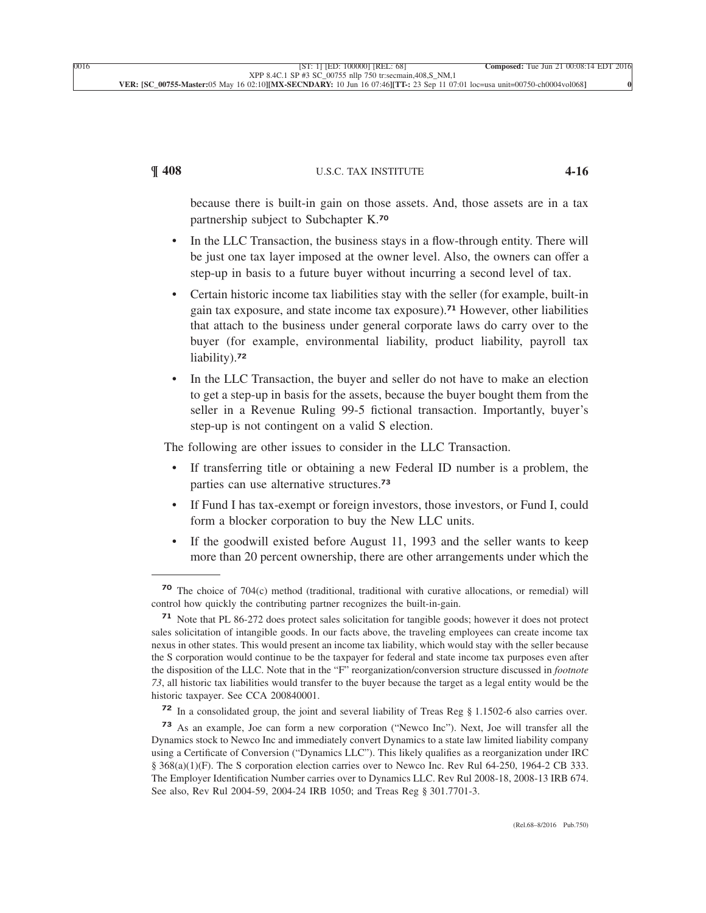because there is built-in gain on those assets. And, those assets are in a tax partnership subject to Subchapter K.[70]

- In the LLC Transaction, the business stays in a flow-through entity. There will be just one tax layer imposed at the owner level. Also, the owners can offer a step-up in basis to a future buyer without incurring a second level of tax.
- Certain historic income tax liabilities stay with the seller (for example, built-in gain tax exposure, and state income tax exposure).[71] However, other liabilities that attach to the business under general corporate laws do carry over to the buyer (for example, environmental liability, product liability, payroll tax liability).[72]
- In the LLC Transaction, the buyer and seller do not have to make an election to get a step-up in basis for the assets, because the buyer bought them from the seller in a Revenue Ruling 99-5 fictional transaction. Importantly, buyer's step-up is not contingent on a valid S election.

The following are other issues to consider in the LLC Transaction.

- If transferring title or obtaining a new Federal ID number is a problem, the parties can use alternative structures.[73]
- If Fund I has tax-exempt or foreign investors, those investors, or Fund I, could form a blocker corporation to buy the New LLC units.
- If the goodwill existed before August 11, 1993 and the seller wants to keep more than 20 percent ownership, there are other arrangements under which the

---

[70] The choice of 704(c) method (traditional, traditional with curative allocations, or remedial) will control how quickly the contributing partner recognizes the built-in-gain.

[71] Note that PL 86-272 does protect sales solicitation for tangible goods; however it does not protect sales solicitation of intangible goods. In our facts above, the traveling employees can create income tax nexus in other states. This would present an income tax liability, which would stay with the seller because the S corporation would continue to be the taxpayer for federal and state income tax purposes even after the disposition of the LLC. Note that in the "F" reorganization/conversion structure discussed in *footnote 73*, all historic tax liabilities would transfer to the buyer because the target as a legal entity would be the historic taxpayer. See CCA 200840001.

[72] In a consolidated group, the joint and several liability of Treas Reg § 1.1502-6 also carries over.

[73] As an example, Joe can form a new corporation ("Newco Inc"). Next, Joe will transfer all the Dynamics stock to Newco Inc and immediately convert Dynamics to a state law limited liability company using a Certificate of Conversion ("Dynamics LLC"). This likely qualifies as a reorganization under IRC § 368(a)(1)(F). The S corporation election carries over to Newco Inc. Rev Rul 64-250, 1964-2 CB 333. The Employer Identification Number carries over to Dynamics LLC. Rev Rul 2008-18, 2008-13 IRB 674. See also, Rev Rul 2004-59, 2004-24 IRB 1050; and Treas Reg § 301.7701-3.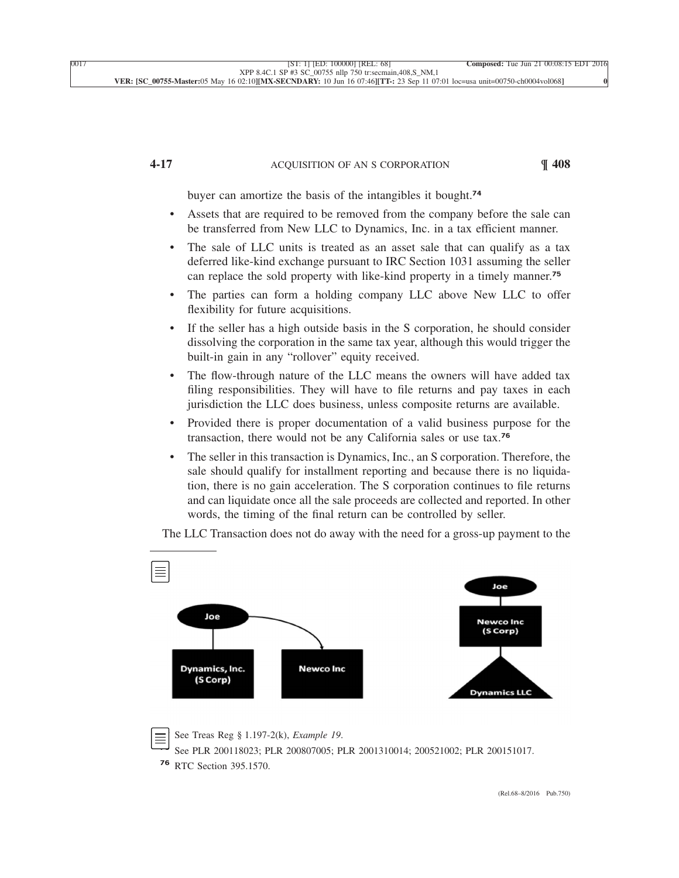buyer can amortize the basis of the intangibles it bought.[74]

- Assets that are required to be removed from the company before the sale can be transferred from New LLC to Dynamics, Inc. in a tax efficient manner.
- The sale of LLC units is treated as an asset sale that can qualify as a tax deferred like-kind exchange pursuant to IRC Section 1031 assuming the seller can replace the sold property with like-kind property in a timely manner.[75]
- The parties can form a holding company LLC above New LLC to offer flexibility for future acquisitions.
- If the seller has a high outside basis in the S corporation, he should consider dissolving the corporation in the same tax year, although this would trigger the built-in gain in any "rollover" equity received.
- The flow-through nature of the LLC means the owners will have added tax filing responsibilities. They will have to file returns and pay taxes in each jurisdiction the LLC does business, unless composite returns are available.
- Provided there is proper documentation of a valid business purpose for the transaction, there would not be any California sales or use tax.[76]
- The seller in this transaction is Dynamics, Inc., an S corporation. Therefore, the sale should qualify for installment reporting and because there is no liquidation, there is no gain acceleration. The S corporation continues to file returns and can liquidate once all the sale proceeds are collected and reported. In other words, the timing of the final return can be controlled by seller.

The LLC Transaction does not do away with the need for a gross-up payment to the

Joe

Dynamics, Inc. (S Corp)

Newco Inc

Joe

Newco Inc (S Corp)

Dynamics LLC

---

[74] See Treas Reg § 1.197-2(k), *Example 19*.

[75] See PLR 200118023; PLR 200807005; PLR 2001310014; 200521002; PLR 200151017.

[76] RTC Section 395.1570.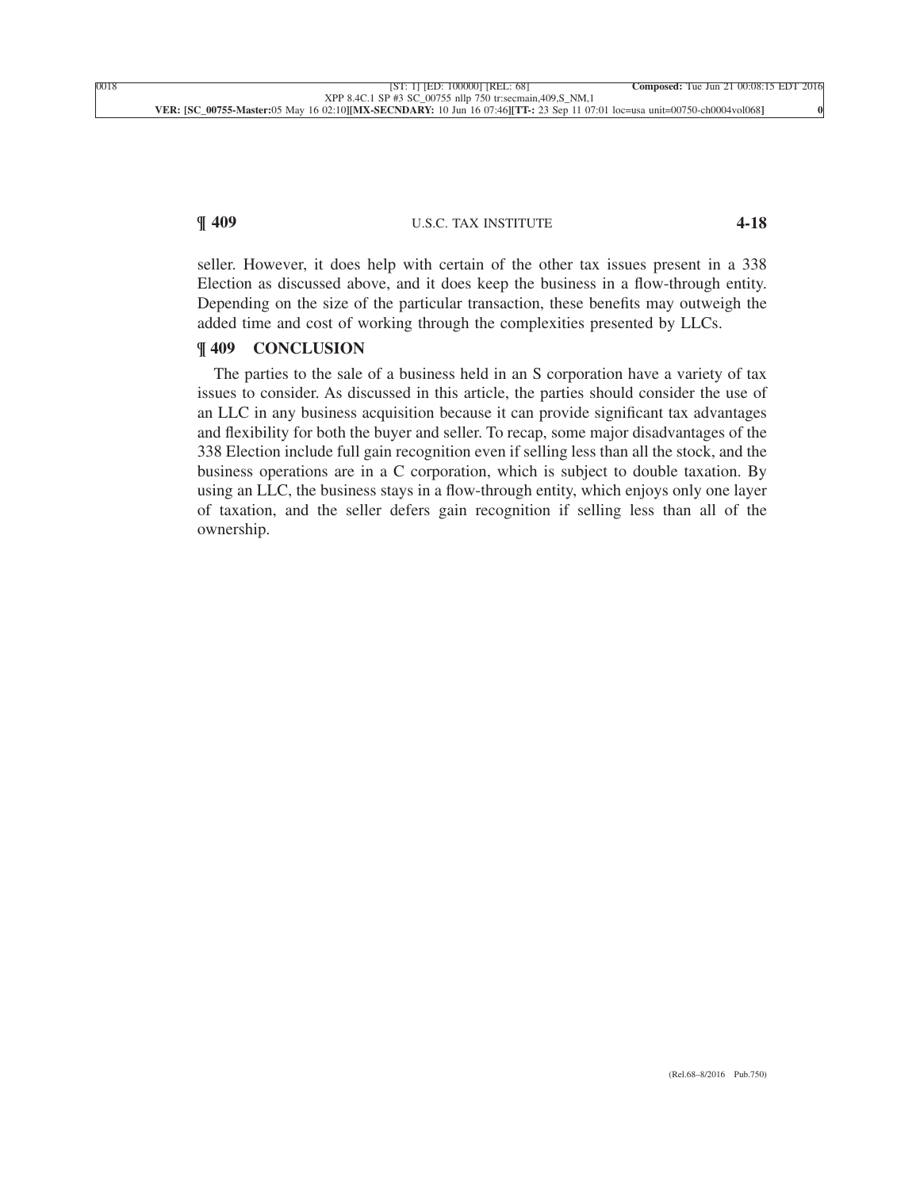seller. However, it does help with certain of the other tax issues present in a 338 Election as discussed above, and it does keep the business in a flow-through entity. Depending on the size of the particular transaction, these benefits may outweigh the added time and cost of working through the complexities presented by LLCs.

## ¶ 409 CONCLUSION

The parties to the sale of a business held in an S corporation have a variety of tax issues to consider. As discussed in this article, the parties should consider the use of an LLC in any business acquisition because it can provide significant tax advantages and flexibility for both the buyer and seller. To recap, some major disadvantages of the 338 Election include full gain recognition even if selling less than all the stock, and the business operations are in a C corporation, which is subject to double taxation. By using an LLC, the business stays in a flow-through entity, which enjoys only one layer of taxation, and the seller defers gain recognition if selling less than all of the ownership.